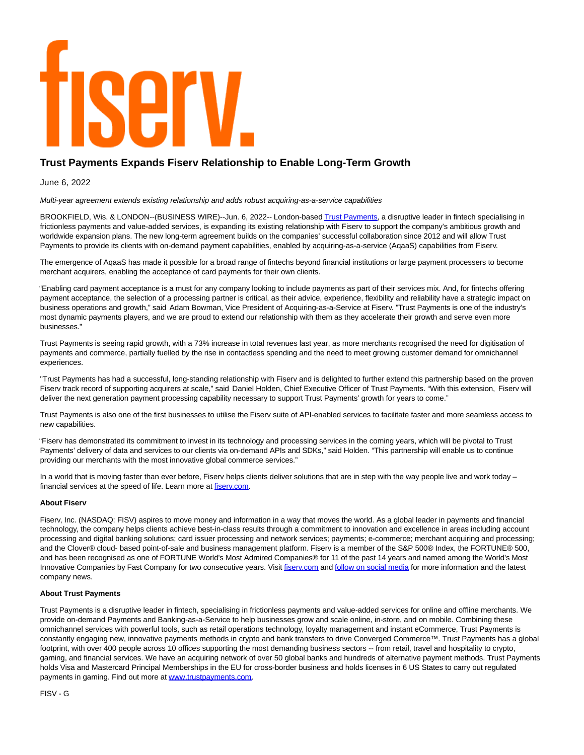fiserv.

# Trust Payments Expands Fiserv Relationship to Enable Long-Term Growth

June 6, 2022

*Multi-year agreement extends existing relationship and adds robust acquiring-as-a-service capabilities*

BROOKFIELD, Wis. & LONDON--(BUSINESS WIRE)--Jun. 6, 2022-- London-based Trust Payments, a disruptive leader in fintech specialising in frictionless payments and value-added services, is expanding its existing relationship with Fiserv to support the company's ambitious growth and worldwide expansion plans. The new long-term agreement builds on the companies' successful collaboration since 2012 and will allow Trust Payments to provide its clients with on-demand payment capabilities, enabled by acquiring-as-a-service (AqaaS) capabilities from Fiserv.

The emergence of AqaaS has made it possible for a broad range of fintechs beyond financial institutions or large payment processers to become merchant acquirers, enabling the acceptance of card payments for their own clients.

"Enabling card payment acceptance is a must for any company looking to include payments as part of their services mix. And, for fintechs offering payment acceptance, the selection of a processing partner is critical, as their advice, experience, flexibility and reliability have a strategic impact on business operations and growth," said Adam Bowman, Vice President of Acquiring-as-a-Service at Fiserv. "Trust Payments is one of the industry's most dynamic payments players, and we are proud to extend our relationship with them as they accelerate their growth and serve even more businesses."

Trust Payments is seeing rapid growth, with a 73% increase in total revenues last year, as more merchants recognised the need for digitisation of payments and commerce, partially fuelled by the rise in contactless spending and the need to meet growing customer demand for omnichannel experiences.

"Trust Payments has had a successful, long-standing relationship with Fiserv and is delighted to further extend this partnership based on the proven Fiserv track record of supporting acquirers at scale," said Daniel Holden, Chief Executive Officer of Trust Payments. "With this extension, Fiserv will deliver the next generation payment processing capability necessary to support Trust Payments' growth for years to come."

Trust Payments is also one of the first businesses to utilise the Fiserv suite of API-enabled services to facilitate faster and more seamless access to new capabilities.

"Fiserv has demonstrated its commitment to invest in its technology and processing services in the coming years, which will be pivotal to Trust Payments' delivery of data and services to our clients via on-demand APIs and SDKs," said Holden. "This partnership will enable us to continue providing our merchants with the most innovative global commerce services."

In a world that is moving faster than ever before, Fiserv helps clients deliver solutions that are in step with the way people live and work today – financial services at the speed of life. Learn more at fiserv.com.

**About Fiserv**

Fiserv, Inc. (NASDAQ: FISV) aspires to move money and information in a way that moves the world. As a global leader in payments and financial technology, the company helps clients achieve best-in-class results through a commitment to innovation and excellence in areas including account processing and digital banking solutions; card issuer processing and network services; payments; e-commerce; merchant acquiring and processing; and the Clover® cloud- based point-of-sale and business management platform. Fiserv is a member of the S&P 500® Index, the FORTUNE® 500, and has been recognised as one of FORTUNE World's Most Admired Companies® for 11 of the past 14 years and named among the World's Most Innovative Companies by Fast Company for two consecutive years. Visit fiserv.com and follow on social media for more information and the latest company news.

**About Trust Payments**

Trust Payments is a disruptive leader in fintech, specialising in frictionless payments and value-added services for online and offline merchants. We provide on-demand Payments and Banking-as-a-Service to help businesses grow and scale online, in-store, and on mobile. Combining these omnichannel services with powerful tools, such as retail operations technology, loyalty management and instant eCommerce, Trust Payments is constantly engaging new, innovative payments methods in crypto and bank transfers to drive Converged Commerce™. Trust Payments has a global footprint, with over 400 people across 10 offices supporting the most demanding business sectors -- from retail, travel and hospitality to crypto, gaming, and financial services. We have an acquiring network of over 50 global banks and hundreds of alternative payment methods. Trust Payments holds Visa and Mastercard Principal Memberships in the EU for cross-border business and holds licenses in 6 US States to carry out regulated payments in gaming. Find out more at www.trustpayments.com.

FISV - G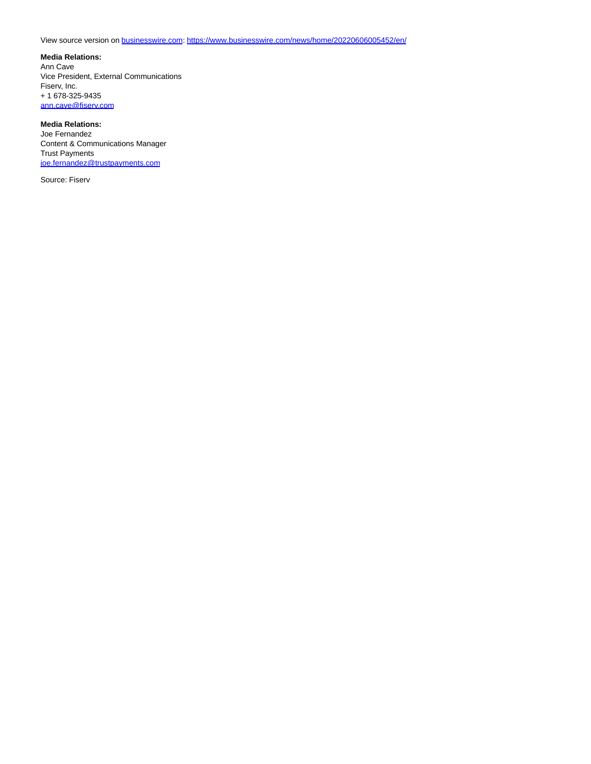View source version on businesswire.com: https://www.businesswire.com/news/home/20220606005452/en/

**Media Relations:**
Ann Cave
Vice President, External Communications
Fiserv, Inc.
+ 1 678-325-9435
ann.cave@fiserv.com

**Media Relations:**
Joe Fernandez
Content & Communications Manager
Trust Payments
joe.fernandez@trustpayments.com

Source: Fiserv